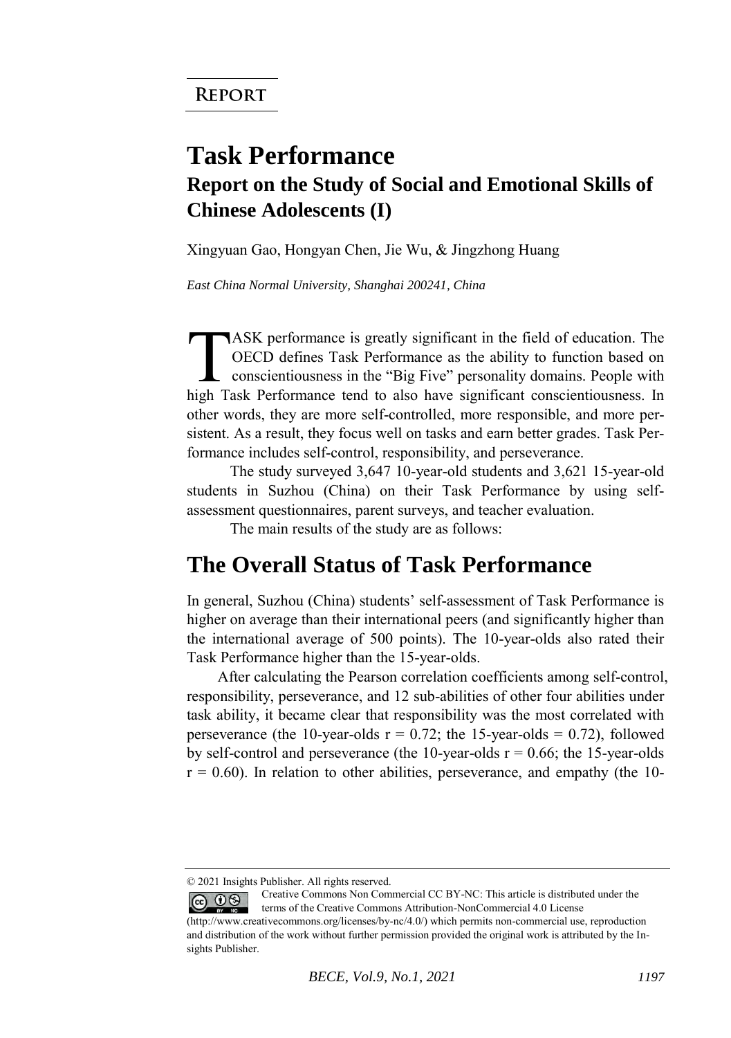**REPORT**

# Task Performance

## Report on the Study of Social and Emotional Skills of Chinese Adolescents (I)

Xingyuan Gao, Hongyan Chen, Jie Wu, & Jingzhong Huang

*East China Normal University, Shanghai 200241, China*

TASK performance is greatly significant in the field of education. The OECD defines Task Performance as the ability to function based on conscientiousness in the "Big Five" personality domains. People with high Task Performance tend to also have significant conscientiousness. In other words, they are more self-controlled, more responsible, and more persistent. As a result, they focus well on tasks and earn better grades. Task Performance includes self-control, responsibility, and perseverance.

The study surveyed 3,647 10-year-old students and 3,621 15-year-old students in Suzhou (China) on their Task Performance by using self-assessment questionnaires, parent surveys, and teacher evaluation.

The main results of the study are as follows:

## The Overall Status of Task Performance

In general, Suzhou (China) students' self-assessment of Task Performance is higher on average than their international peers (and significantly higher than the international average of 500 points). The 10-year-olds also rated their Task Performance higher than the 15-year-olds.

After calculating the Pearson correlation coefficients among self-control, responsibility, perseverance, and 12 sub-abilities of other four abilities under task ability, it became clear that responsibility was the most correlated with perseverance (the 10-year-olds $r = 0.72$; the 15-year-olds = 0.72), followed by self-control and perseverance (the 10-year-olds $r = 0.66$; the 15-year-olds $r = 0.60$). In relation to other abilities, perseverance, and empathy (the 10-

© 2021 Insights Publisher. All rights reserved.

Creative Commons Non Commercial CC BY-NC: This article is distributed under the terms of the Creative Commons Attribution-NonCommercial 4.0 License (http://www.creativecommons.org/licenses/by-nc/4.0/) which permits non-commercial use, reproduction and distribution of the work without further permission provided the original work is attributed by the Insights Publisher.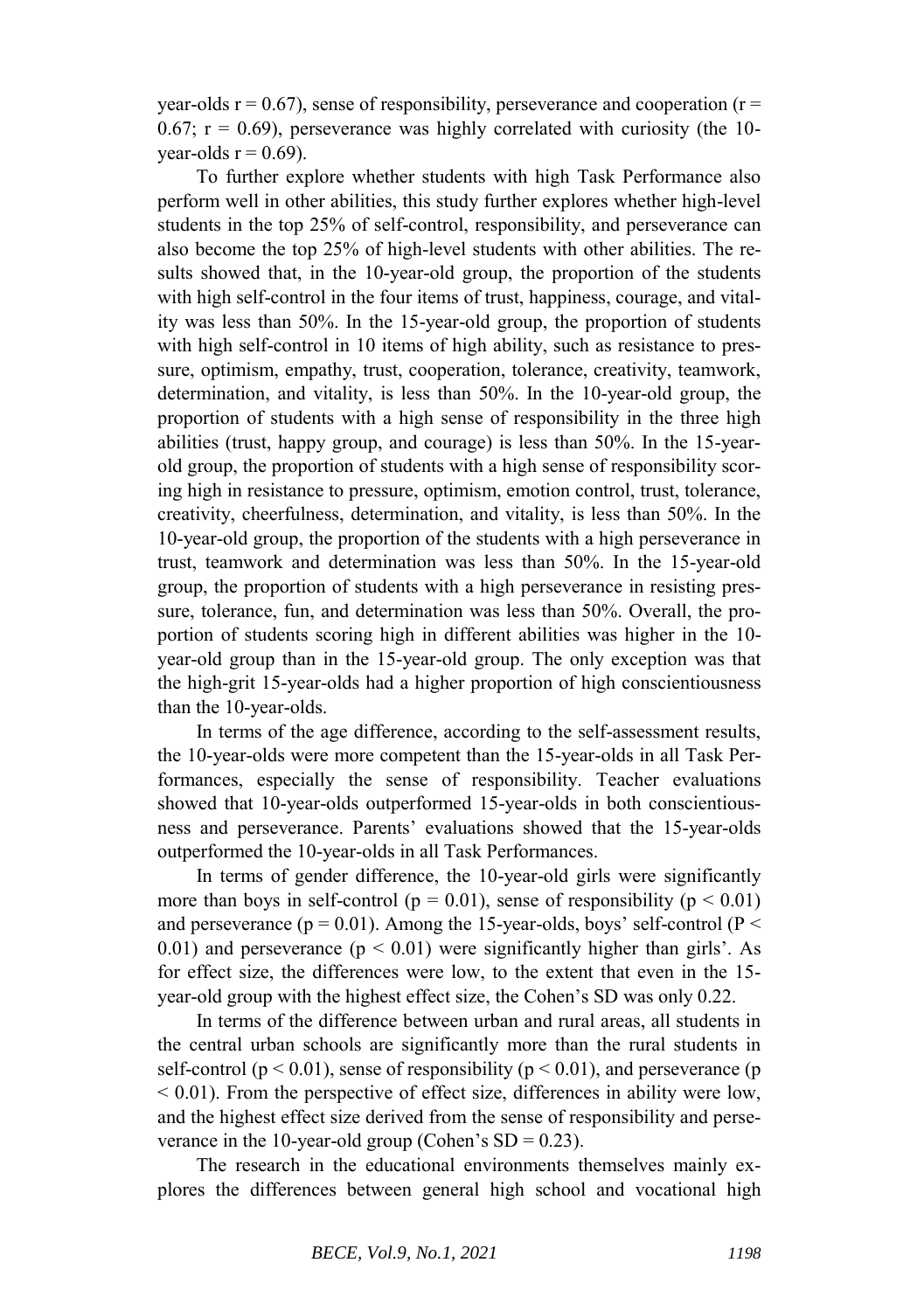year-olds $r = 0.67$), sense of responsibility, perseverance and cooperation ($r = 0.67$; $r = 0.69$), perseverance was highly correlated with curiosity (the 10-year-olds $r = 0.69$).

To further explore whether students with high Task Performance also perform well in other abilities, this study further explores whether high-level students in the top 25% of self-control, responsibility, and perseverance can also become the top 25% of high-level students with other abilities. The results showed that, in the 10-year-old group, the proportion of the students with high self-control in the four items of trust, happiness, courage, and vitality was less than 50%. In the 15-year-old group, the proportion of students with high self-control in 10 items of high ability, such as resistance to pressure, optimism, empathy, trust, cooperation, tolerance, creativity, teamwork, determination, and vitality, is less than 50%. In the 10-year-old group, the proportion of students with a high sense of responsibility in the three high abilities (trust, happy group, and courage) is less than 50%. In the 15-year-old group, the proportion of students with a high sense of responsibility scoring high in resistance to pressure, optimism, emotion control, trust, tolerance, creativity, cheerfulness, determination, and vitality, is less than 50%. In the 10-year-old group, the proportion of the students with a high perseverance in trust, teamwork and determination was less than 50%. In the 15-year-old group, the proportion of students with a high perseverance in resisting pressure, tolerance, fun, and determination was less than 50%. Overall, the proportion of students scoring high in different abilities was higher in the 10-year-old group than in the 15-year-old group. The only exception was that the high-grit 15-year-olds had a higher proportion of high conscientiousness than the 10-year-olds.

In terms of the age difference, according to the self-assessment results, the 10-year-olds were more competent than the 15-year-olds in all Task Performances, especially the sense of responsibility. Teacher evaluations showed that 10-year-olds outperformed 15-year-olds in both conscientiousness and perseverance. Parents' evaluations showed that the 15-year-olds outperformed the 10-year-olds in all Task Performances.

In terms of gender difference, the 10-year-old girls were significantly more than boys in self-control ($p = 0.01$), sense of responsibility ($p < 0.01$) and perseverance ($p = 0.01$). Among the 15-year-olds, boys' self-control ($P < 0.01$) and perseverance ($p < 0.01$) were significantly higher than girls'. As for effect size, the differences were low, to the extent that even in the 15-year-old group with the highest effect size, the Cohen's SD was only 0.22.

In terms of the difference between urban and rural areas, all students in the central urban schools are significantly more than the rural students in self-control ($p < 0.01$), sense of responsibility ($p < 0.01$), and perseverance ($p < 0.01$). From the perspective of effect size, differences in ability were low, and the highest effect size derived from the sense of responsibility and perseverance in the 10-year-old group (Cohen's SD = 0.23).

The research in the educational environments themselves mainly explores the differences between general high school and vocational high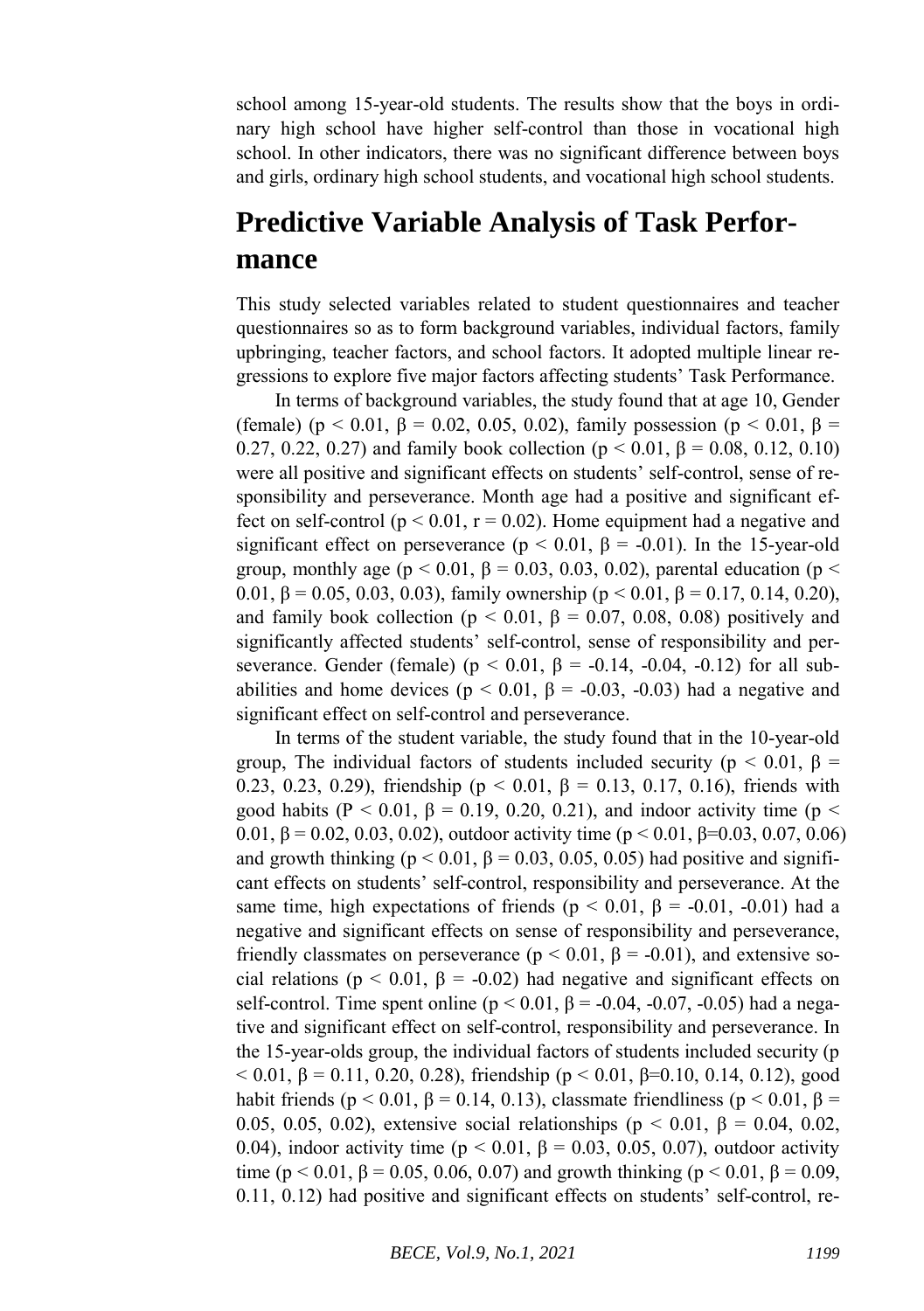school among 15-year-old students. The results show that the boys in ordinary high school have higher self-control than those in vocational high school. In other indicators, there was no significant difference between boys and girls, ordinary high school students, and vocational high school students.

# Predictive Variable Analysis of Task Performance

This study selected variables related to student questionnaires and teacher questionnaires so as to form background variables, individual factors, family upbringing, teacher factors, and school factors. It adopted multiple linear regressions to explore five major factors affecting students' Task Performance.

In terms of background variables, the study found that at age 10, Gender (female) ($p < 0.01$, $\beta = 0.02, 0.05, 0.02$), family possession ($p < 0.01$, $\beta = 0.27, 0.22, 0.27$) and family book collection ($p < 0.01$, $\beta = 0.08, 0.12, 0.10$) were all positive and significant effects on students' self-control, sense of responsibility and perseverance. Month age had a positive and significant effect on self-control ($p < 0.01$, $r = 0.02$). Home equipment had a negative and significant effect on perseverance ($p < 0.01$, $\beta = -0.01$). In the 15-year-old group, monthly age ($p < 0.01$, $\beta = 0.03, 0.03, 0.02$), parental education ($p < 0.01$, $\beta = 0.05, 0.03, 0.03$), family ownership ($p < 0.01$, $\beta = 0.17, 0.14, 0.20$), and family book collection ($p < 0.01$, $\beta = 0.07, 0.08, 0.08$) positively and significantly affected students' self-control, sense of responsibility and perseverance. Gender (female) ($p < 0.01$, $\beta = -0.14, -0.04, -0.12$) for all sub-abilities and home devices ($p < 0.01$, $\beta = -0.03, -0.03$) had a negative and significant effect on self-control and perseverance.

In terms of the student variable, the study found that in the 10-year-old group, The individual factors of students included security ($p < 0.01$, $\beta = 0.23, 0.23, 0.29$), friendship ($p < 0.01$, $\beta = 0.13, 0.17, 0.16$), friends with good habits ($P < 0.01$, $\beta = 0.19, 0.20, 0.21$), and indoor activity time ($p < 0.01$, $\beta = 0.02, 0.03, 0.02$), outdoor activity time ($p < 0.01$, $\beta=0.03, 0.07, 0.06$) and growth thinking ($p < 0.01$, $\beta = 0.03, 0.05, 0.05$) had positive and significant effects on students' self-control, responsibility and perseverance. At the same time, high expectations of friends ($p < 0.01$, $\beta = -0.01, -0.01$) had a negative and significant effects on sense of responsibility and perseverance, friendly classmates on perseverance ($p < 0.01$, $\beta = -0.01$), and extensive social relations ($p < 0.01$, $\beta = -0.02$) had negative and significant effects on self-control. Time spent online ($p < 0.01$, $\beta = -0.04, -0.07, -0.05$) had a negative and significant effect on self-control, responsibility and perseverance. In the 15-year-olds group, the individual factors of students included security ($p < 0.01$, $\beta = 0.11, 0.20, 0.28$), friendship ($p < 0.01$, $\beta=0.10, 0.14, 0.12$), good habit friends ($p < 0.01$, $\beta = 0.14, 0.13$), classmate friendliness ($p < 0.01$, $\beta = 0.05, 0.05, 0.02$), extensive social relationships ($p < 0.01$, $\beta = 0.04, 0.02, 0.04$), indoor activity time ($p < 0.01$, $\beta = 0.03, 0.05, 0.07$), outdoor activity time ($p < 0.01$, $\beta = 0.05, 0.06, 0.07$) and growth thinking ($p < 0.01$, $\beta = 0.09, 0.11, 0.12$) had positive and significant effects on students' self-control, re-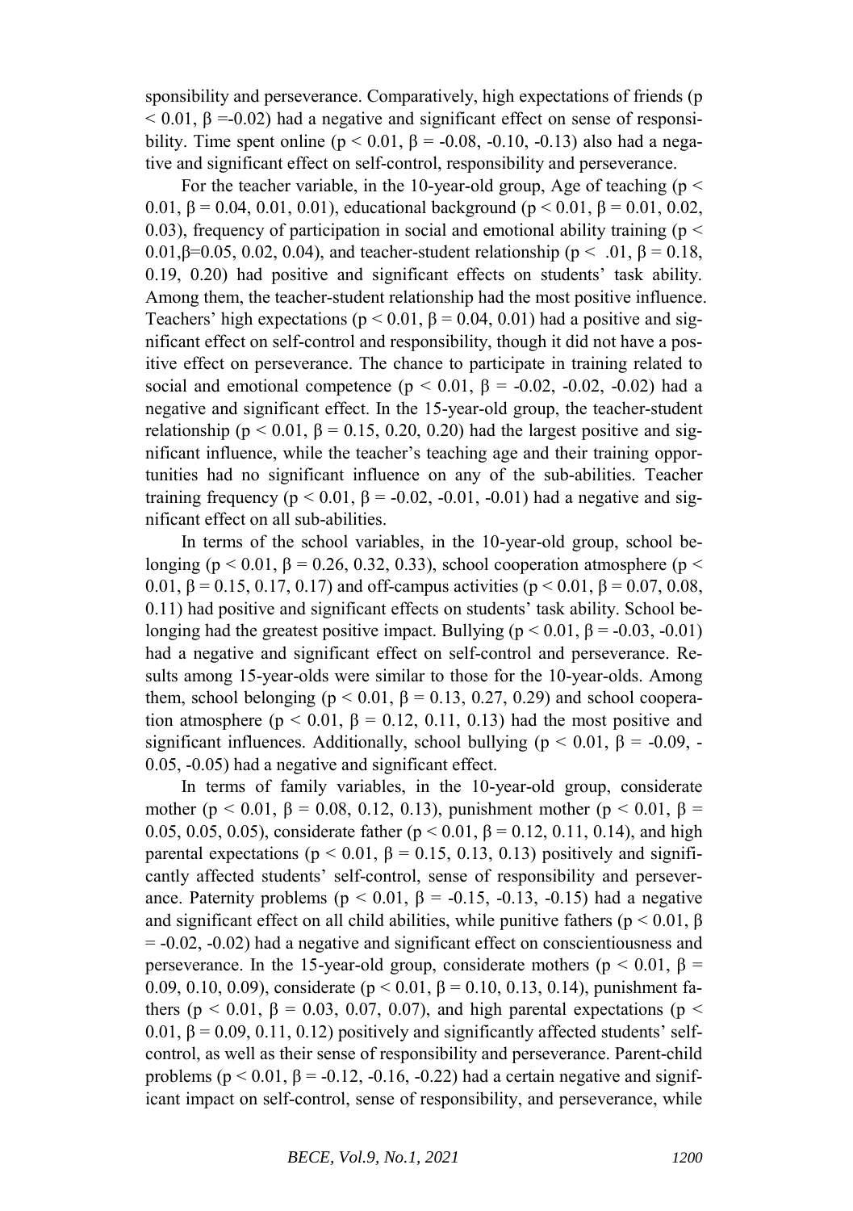sponsibility and perseverance. Comparatively, high expectations of friends ($p < 0.01$, $\beta = -0.02$) had a negative and significant effect on sense of responsibility. Time spent online ($p < 0.01$, $\beta = -0.08, -0.10, -0.13$) also had a negative and significant effect on self-control, responsibility and perseverance.

For the teacher variable, in the 10-year-old group, Age of teaching ($p < 0.01$, $\beta = 0.04, 0.01, 0.01$), educational background ($p < 0.01$, $\beta = 0.01, 0.02, 0.03$), frequency of participation in social and emotional ability training ($p < 0.01$, $\beta=0.05, 0.02, 0.04$), and teacher-student relationship ($p < .01$, $\beta = 0.18, 0.19, 0.20$) had positive and significant effects on students' task ability. Among them, the teacher-student relationship had the most positive influence. Teachers' high expectations ($p < 0.01$, $\beta = 0.04, 0.01$) had a positive and significant effect on self-control and responsibility, though it did not have a positive effect on perseverance. The chance to participate in training related to social and emotional competence ($p < 0.01$, $\beta = -0.02, -0.02, -0.02$) had a negative and significant effect. In the 15-year-old group, the teacher-student relationship ($p < 0.01$, $\beta = 0.15, 0.20, 0.20$) had the largest positive and significant influence, while the teacher's teaching age and their training opportunities had no significant influence on any of the sub-abilities. Teacher training frequency ($p < 0.01$, $\beta = -0.02, -0.01, -0.01$) had a negative and significant effect on all sub-abilities.

In terms of the school variables, in the 10-year-old group, school belonging ($p < 0.01$, $\beta = 0.26, 0.32, 0.33$), school cooperation atmosphere ($p < 0.01$, $\beta = 0.15, 0.17, 0.17$) and off-campus activities ($p < 0.01$, $\beta = 0.07, 0.08, 0.11$) had positive and significant effects on students' task ability. School belonging had the greatest positive impact. Bullying ($p < 0.01$, $\beta = -0.03, -0.01$) had a negative and significant effect on self-control and perseverance. Results among 15-year-olds were similar to those for the 10-year-olds. Among them, school belonging ($p < 0.01$, $\beta = 0.13, 0.27, 0.29$) and school cooperation atmosphere ($p < 0.01$, $\beta = 0.12, 0.11, 0.13$) had the most positive and significant influences. Additionally, school bullying ($p < 0.01$, $\beta = -0.09, -0.05, -0.05$) had a negative and significant effect.

In terms of family variables, in the 10-year-old group, considerate mother ($p < 0.01$, $\beta = 0.08, 0.12, 0.13$), punishment mother ($p < 0.01$, $\beta = 0.05, 0.05, 0.05$), considerate father ($p < 0.01$, $\beta = 0.12, 0.11, 0.14$), and high parental expectations ($p < 0.01$, $\beta = 0.15, 0.13, 0.13$) positively and significantly affected students' self-control, sense of responsibility and perseverance. Paternity problems ($p < 0.01$, $\beta = -0.15, -0.13, -0.15$) had a negative and significant effect on all child abilities, while punitive fathers ($p < 0.01$, $\beta = -0.02, -0.02$) had a negative and significant effect on conscientiousness and perseverance. In the 15-year-old group, considerate mothers ($p < 0.01$, $\beta = 0.09, 0.10, 0.09$), considerate ($p < 0.01$, $\beta = 0.10, 0.13, 0.14$), punishment fathers ($p < 0.01$, $\beta = 0.03, 0.07, 0.07$), and high parental expectations ($p < 0.01$, $\beta = 0.09, 0.11, 0.12$) positively and significantly affected students' self-control, as well as their sense of responsibility and perseverance. Parent-child problems ($p < 0.01$, $\beta = -0.12, -0.16, -0.22$) had a certain negative and significant impact on self-control, sense of responsibility, and perseverance, while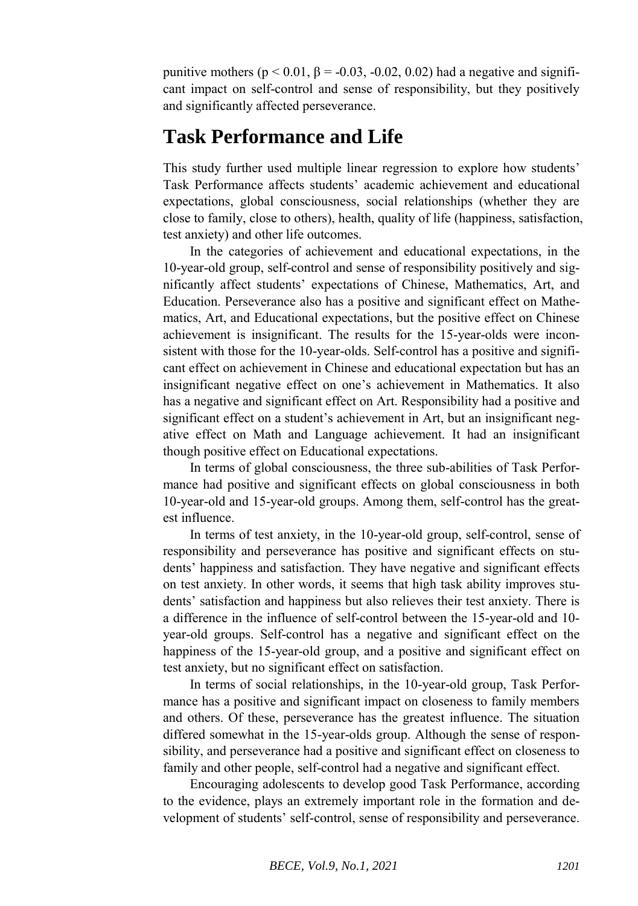punitive mothers ($p < 0.01$, $\beta = -0.03, -0.02, 0.02$) had a negative and significant impact on self-control and sense of responsibility, but they positively and significantly affected perseverance.

## Task Performance and Life

This study further used multiple linear regression to explore how students' Task Performance affects students' academic achievement and educational expectations, global consciousness, social relationships (whether they are close to family, close to others), health, quality of life (happiness, satisfaction, test anxiety) and other life outcomes.

In the categories of achievement and educational expectations, in the 10-year-old group, self-control and sense of responsibility positively and significantly affect students' expectations of Chinese, Mathematics, Art, and Education. Perseverance also has a positive and significant effect on Mathematics, Art, and Educational expectations, but the positive effect on Chinese achievement is insignificant. The results for the 15-year-olds were inconsistent with those for the 10-year-olds. Self-control has a positive and significant effect on achievement in Chinese and educational expectation but has an insignificant negative effect on one's achievement in Mathematics. It also has a negative and significant effect on Art. Responsibility had a positive and significant effect on a student's achievement in Art, but an insignificant negative effect on Math and Language achievement. It had an insignificant though positive effect on Educational expectations.

In terms of global consciousness, the three sub-abilities of Task Performance had positive and significant effects on global consciousness in both 10-year-old and 15-year-old groups. Among them, self-control has the greatest influence.

In terms of test anxiety, in the 10-year-old group, self-control, sense of responsibility and perseverance has positive and significant effects on students' happiness and satisfaction. They have negative and significant effects on test anxiety. In other words, it seems that high task ability improves students' satisfaction and happiness but also relieves their test anxiety. There is a difference in the influence of self-control between the 15-year-old and 10-year-old groups. Self-control has a negative and significant effect on the happiness of the 15-year-old group, and a positive and significant effect on test anxiety, but no significant effect on satisfaction.

In terms of social relationships, in the 10-year-old group, Task Performance has a positive and significant impact on closeness to family members and others. Of these, perseverance has the greatest influence. The situation differed somewhat in the 15-year-olds group. Although the sense of responsibility, and perseverance had a positive and significant effect on closeness to family and other people, self-control had a negative and significant effect.

Encouraging adolescents to develop good Task Performance, according to the evidence, plays an extremely important role in the formation and development of students' self-control, sense of responsibility and perseverance.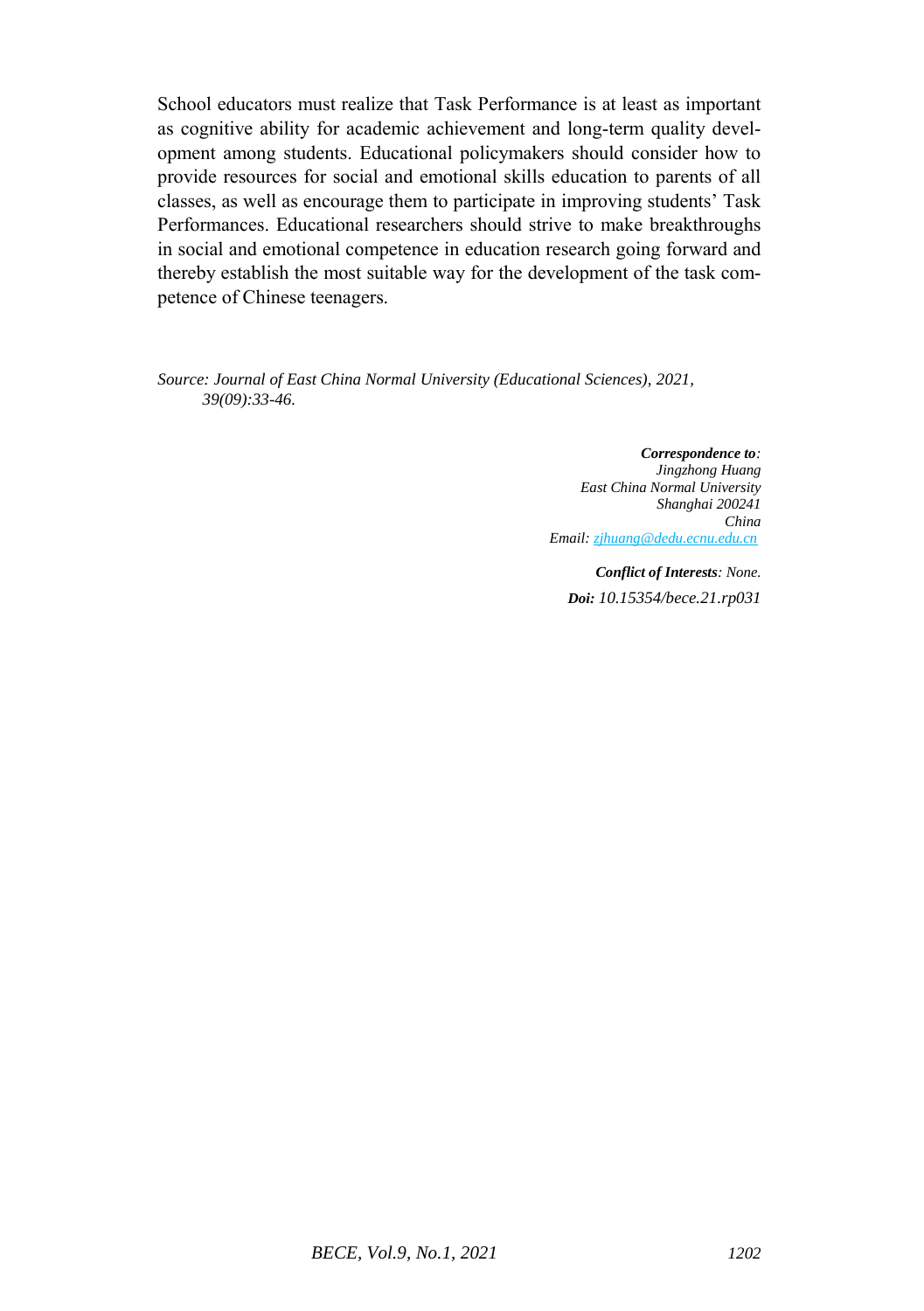School educators must realize that Task Performance is at least as important as cognitive ability for academic achievement and long-term quality development among students. Educational policymakers should consider how to provide resources for social and emotional skills education to parents of all classes, as well as encourage them to participate in improving students' Task Performances. Educational researchers should strive to make breakthroughs in social and emotional competence in education research going forward and thereby establish the most suitable way for the development of the task competence of Chinese teenagers.

*Source: Journal of East China Normal University (Educational Sciences), 2021, 39(09):33-46.*

***Correspondence to**:*
*Jingzhong Huang*
*East China Normal University*
*Shanghai 200241*
*China*
*Email: zjhuang@dedu.ecnu.edu.cn*

***Conflict of Interests**: None.*

***Doi:** 10.15354/bece.21.rp031*